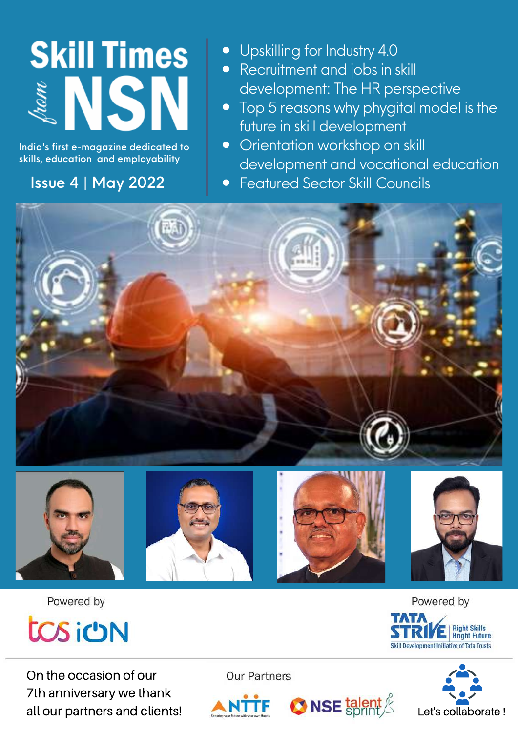# Skill Times *from* NSN

India's first e-magazine dedicated to skills, education and employability

**Issue 4 | May 2022**

- Upskilling for Industry 4.0
- Recruitment and jobs in skill development: The HR perspective
- Top 5 reasons why phygital model is the future in skill development
- Orientation workshop on skill development and vocational education
- Featured Sector Skill Councils

Powered by

tcs iON

Powered by

TATA STRIVE | Right Skills Bright Future

Skill Development Initiative of Tata Trusts

On the occasion of our 7th anniversary we thank all our partners and clients!

Our Partners

NTTF — Securing your Future with your own Hands

NSE talent sprint

Let's collaborate !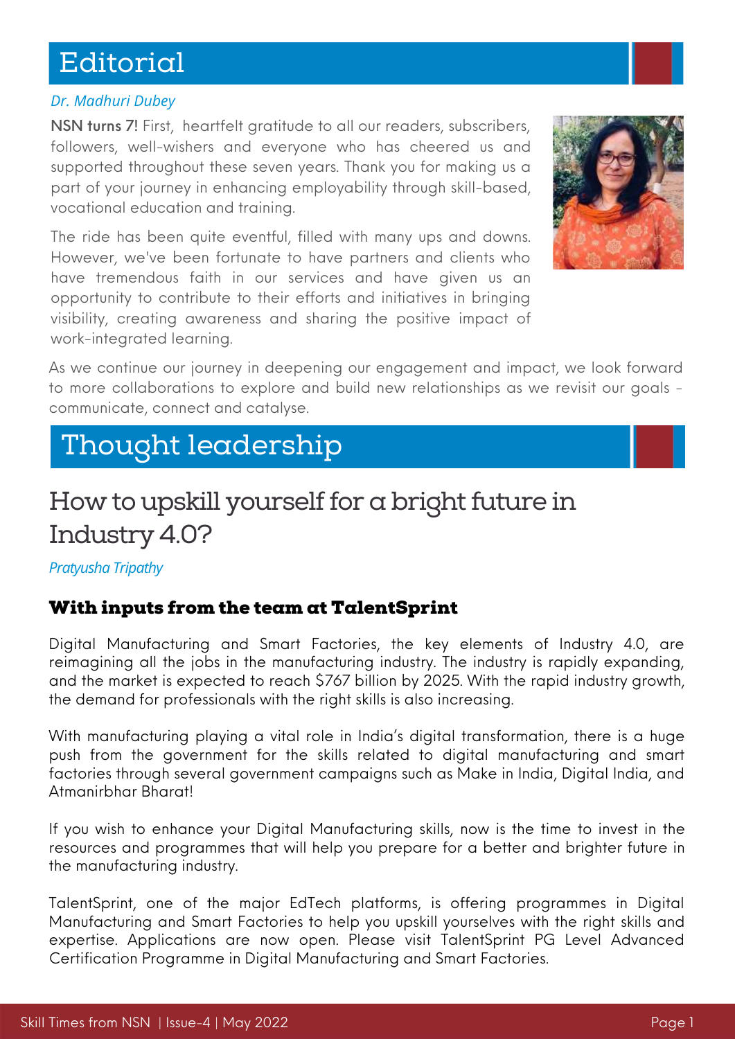# Editorial

*Dr. Madhuri Dubey*

**NSN turns 7!** First, heartfelt gratitude to all our readers, subscribers, followers, well-wishers and everyone who has cheered us and supported throughout these seven years. Thank you for making us a part of your journey in enhancing employability through skill-based, vocational education and training.

The ride has been quite eventful, filled with many ups and downs. However, we've been fortunate to have partners and clients who have tremendous faith in our services and have given us an opportunity to contribute to their efforts and initiatives in bringing visibility, creating awareness and sharing the positive impact of work-integrated learning.

As we continue our journey in deepening our engagement and impact, we look forward to more collaborations to explore and build new relationships as we revisit our goals - communicate, connect and catalyse.

# Thought leadership

## How to upskill yourself for a bright future in Industry 4.0?

*Pratyusha Tripathy*

### With inputs from the team at TalentSprint

Digital Manufacturing and Smart Factories, the key elements of Industry 4.0, are reimagining all the jobs in the manufacturing industry. The industry is rapidly expanding, and the market is expected to reach $767 billion by 2025. With the rapid industry growth, the demand for professionals with the right skills is also increasing.

With manufacturing playing a vital role in India's digital transformation, there is a huge push from the government for the skills related to digital manufacturing and smart factories through several government campaigns such as Make in India, Digital India, and Atmanirbhar Bharat!

If you wish to enhance your Digital Manufacturing skills, now is the time to invest in the resources and programmes that will help you prepare for a better and brighter future in the manufacturing industry.

TalentSprint, one of the major EdTech platforms, is offering programmes in Digital Manufacturing and Smart Factories to help you upskill yourselves with the right skills and expertise. Applications are now open. Please visit TalentSprint PG Level Advanced Certification Programme in Digital Manufacturing and Smart Factories.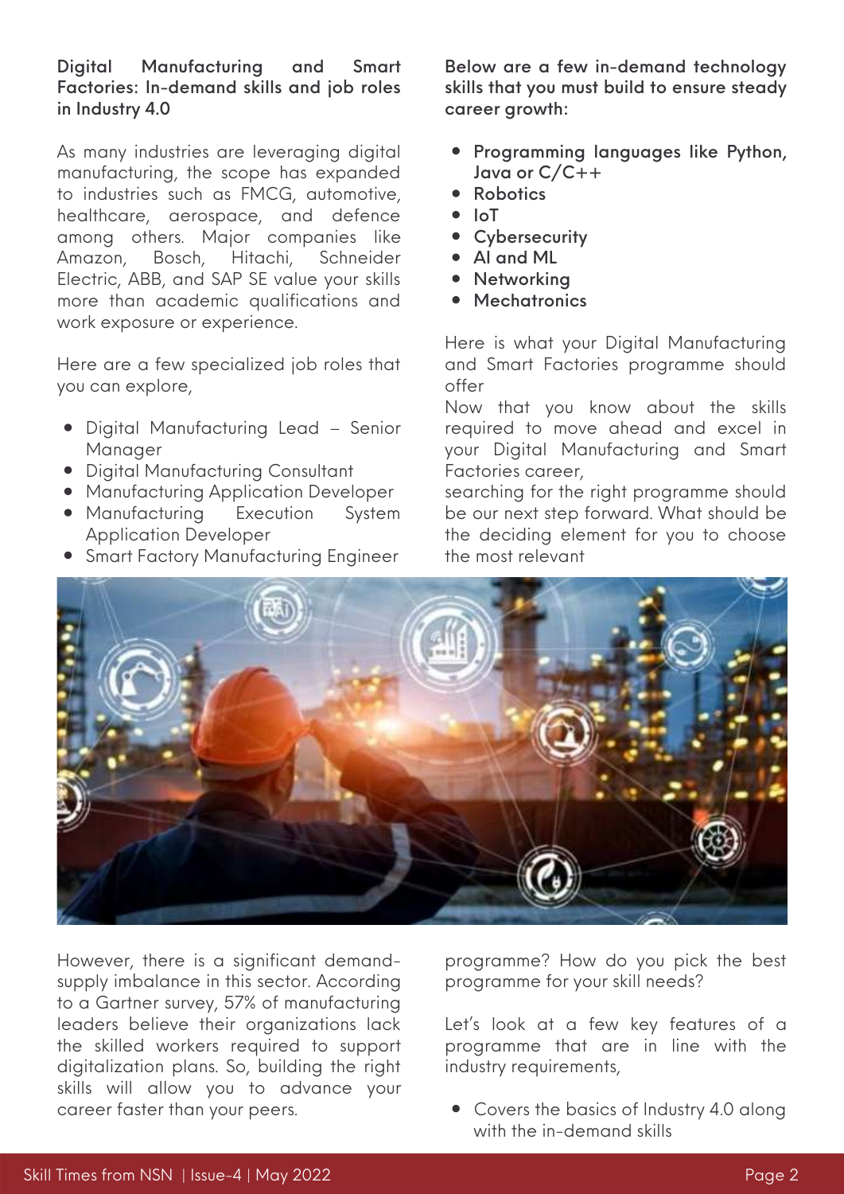## Digital Manufacturing and Smart Factories: In-demand skills and job roles in Industry 4.0

As many industries are leveraging digital manufacturing, the scope has expanded to industries such as FMCG, automotive, healthcare, aerospace, and defence among others. Major companies like Amazon, Bosch, Hitachi, Schneider Electric, ABB, and SAP SE value your skills more than academic qualifications and work exposure or experience.

Here are a few specialized job roles that you can explore,

- Digital Manufacturing Lead – Senior Manager
- Digital Manufacturing Consultant
- Manufacturing Application Developer
- Manufacturing Execution System Application Developer
- Smart Factory Manufacturing Engineer

**Below are a few in-demand technology skills that you must build to ensure steady career growth:**

- **Programming languages like Python, Java or C/C++**
- **Robotics**
- **IoT**
- **Cybersecurity**
- **AI and ML**
- **Networking**
- **Mechatronics**

Here is what your Digital Manufacturing and Smart Factories programme should offer

Now that you know about the skills required to move ahead and excel in your Digital Manufacturing and Smart Factories career,

searching for the right programme should be our next step forward. What should be the deciding element for you to choose the most relevant programme? How do you pick the best programme for your skill needs?

However, there is a significant demand-supply imbalance in this sector. According to a Gartner survey, 57% of manufacturing leaders believe their organizations lack the skilled workers required to support digitalization plans. So, building the right skills will allow you to advance your career faster than your peers.

Let's look at a few key features of a programme that are in line with the industry requirements,

- Covers the basics of Industry 4.0 along with the in-demand skills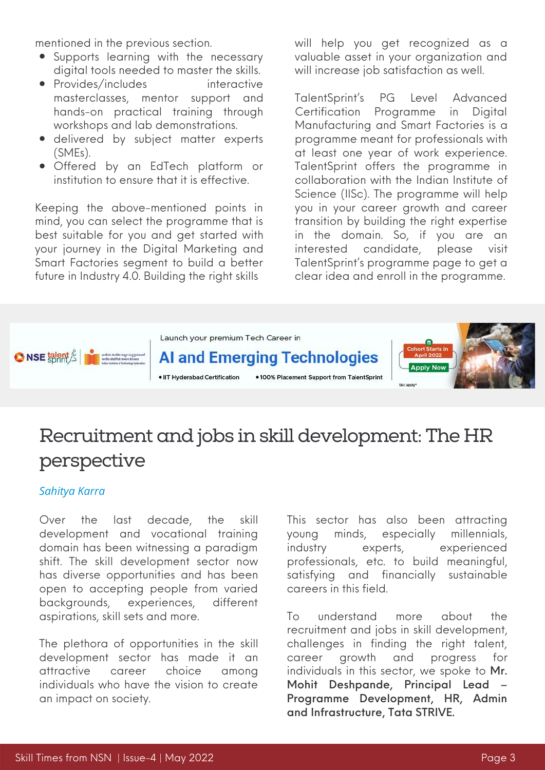mentioned in the previous section.

- Supports learning with the necessary digital tools needed to master the skills.
- Provides/includes interactive masterclasses, mentor support and hands-on practical training through workshops and lab demonstrations.
- delivered by subject matter experts (SMEs).
- Offered by an EdTech platform or institution to ensure that it is effective.

Keeping the above-mentioned points in mind, you can select the programme that is best suitable for you and get started with your journey in the Digital Marketing and Smart Factories segment to build a better future in Industry 4.0. Building the right skills will help you get recognized as a valuable asset in your organization and will increase job satisfaction as well.

TalentSprint's PG Level Advanced Certification Programme in Digital Manufacturing and Smart Factories is a programme meant for professionals with at least one year of work experience. TalentSprint offers the programme in collaboration with the Indian Institute of Science (IISc). The programme will help you in your career growth and career transition by building the right expertise in the domain. So, if you are an interested candidate, please visit TalentSprint's programme page to get a clear idea and enroll in the programme.

Launch your premium Tech Career in

**AI and Emerging Technologies**

- IIT Hyderabad Certification
- 100% Placement Support from TalentSprint

Cohort Starts in April 2022

Apply Now

t&c apply*

# Recruitment and jobs in skill development: The HR perspective

*Sahitya Karra*

Over the last decade, the skill development and vocational training domain has been witnessing a paradigm shift. The skill development sector now has diverse opportunities and has been open to accepting people from varied backgrounds, experiences, different aspirations, skill sets and more.

The plethora of opportunities in the skill development sector has made it an attractive career choice among individuals who have the vision to create an impact on society.

This sector has also been attracting young minds, especially millennials, industry experts, experienced professionals, etc. to build meaningful, satisfying and financially sustainable careers in this field.

To understand more about the recruitment and jobs in skill development, challenges in finding the right talent, career growth and progress for individuals in this sector, we spoke to **Mr. Mohit Deshpande, Principal Lead – Programme Development, HR, Admin and Infrastructure, Tata STRIVE.**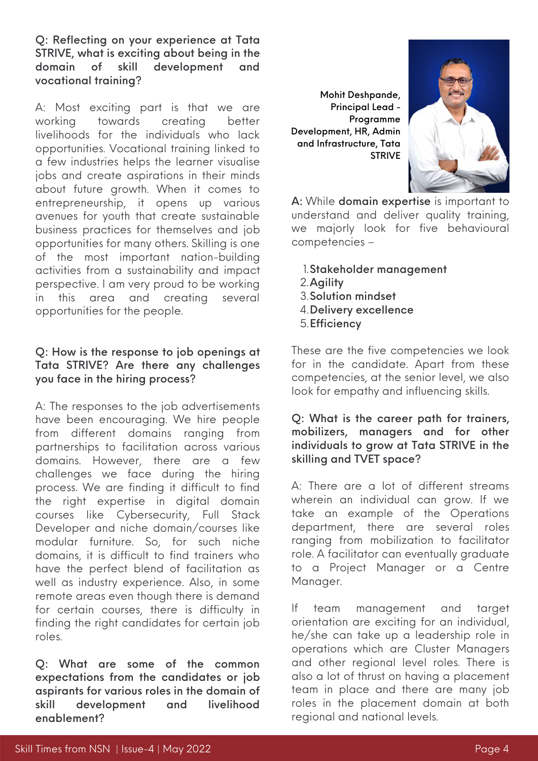**Q: Reflecting on your experience at Tata STRIVE, what is exciting about being in the domain of skill development and vocational training?**

A: Most exciting part is that we are working towards creating better livelihoods for the individuals who lack opportunities. Vocational training linked to a few industries helps the learner visualise jobs and create aspirations in their minds about future growth. When it comes to entrepreneurship, it opens up various avenues for youth that create sustainable business practices for themselves and job opportunities for many others. Skilling is one of the most important nation-building activities from a sustainability and impact perspective. I am very proud to be working in this area and creating several opportunities for the people.

**Q: How is the response to job openings at Tata STRIVE? Are there any challenges you face in the hiring process?**

A: The responses to the job advertisements have been encouraging. We hire people from different domains ranging from partnerships to facilitation across various domains. However, there are a few challenges we face during the hiring process. We are finding it difficult to find the right expertise in digital domain courses like Cybersecurity, Full Stack Developer and niche domain/courses like modular furniture. So, for such niche domains, it is difficult to find trainers who have the perfect blend of facilitation as well as industry experience. Also, in some remote areas even though there is demand for certain courses, there is difficulty in finding the right candidates for certain job roles.

**Q: What are some of the common expectations from the candidates or job aspirants for various roles in the domain of skill development and livelihood enablement?**

**Mohit Deshpande, Principal Lead - Programme Development, HR, Admin and Infrastructure, Tata STRIVE**

**A:** While **domain expertise** is important to understand and deliver quality training, we majorly look for five behavioural competencies –

1. **Stakeholder management**
2. **Agility**
3. **Solution mindset**
4. **Delivery excellence**
5. **Efficiency**

These are the five competencies we look for in the candidate. Apart from these competencies, at the senior level, we also look for empathy and influencing skills.

**Q: What is the career path for trainers, mobilizers, managers and for other individuals to grow at Tata STRIVE in the skilling and TVET space?**

A: There are a lot of different streams wherein an individual can grow. If we take an example of the Operations department, there are several roles ranging from mobilization to facilitator role. A facilitator can eventually graduate to a Project Manager or a Centre Manager.

If team management and target orientation are exciting for an individual, he/she can take up a leadership role in operations which are Cluster Managers and other regional level roles. There is also a lot of thrust on having a placement team in place and there are many job roles in the placement domain at both regional and national levels.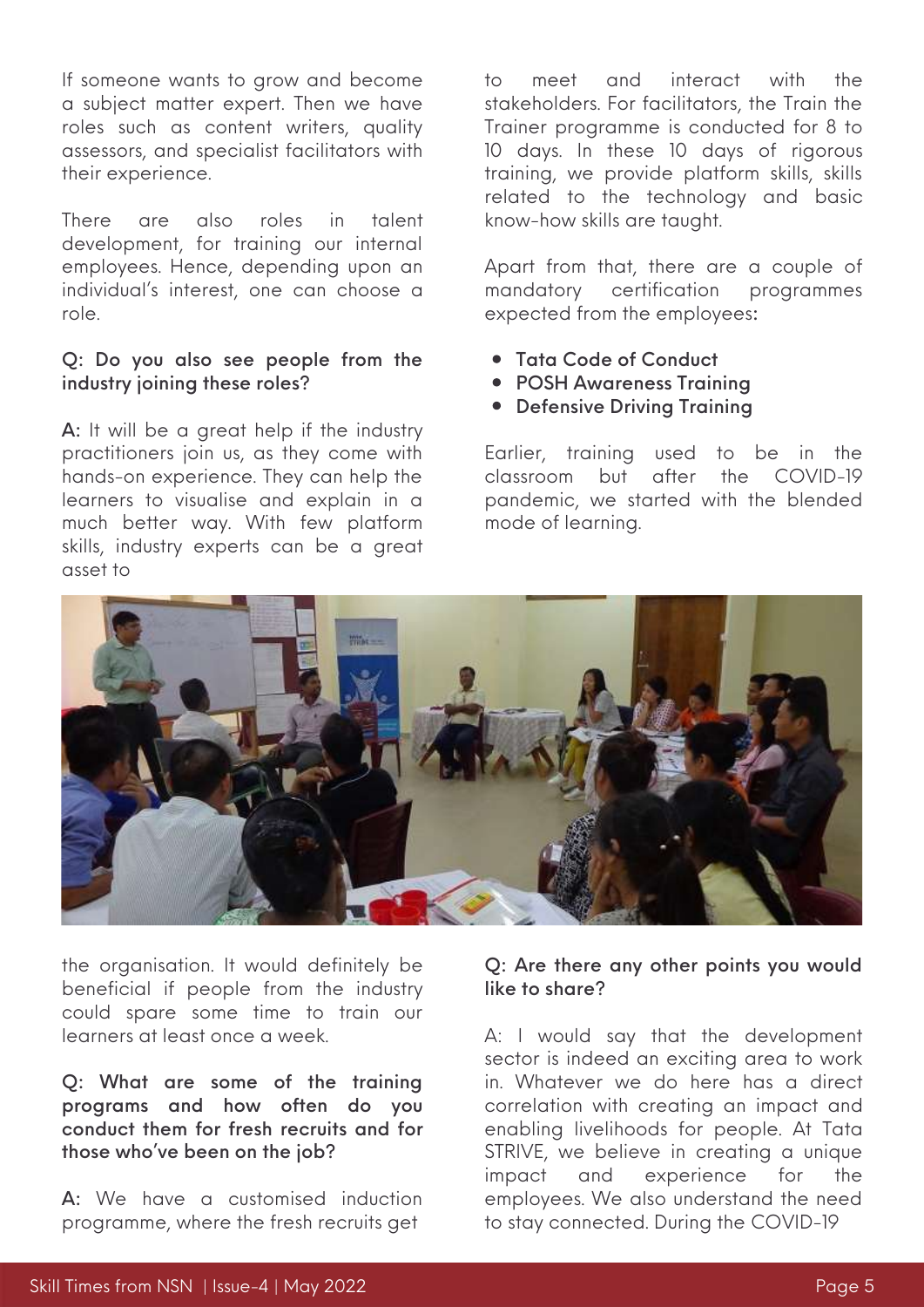If someone wants to grow and become a subject matter expert. Then we have roles such as content writers, quality assessors, and specialist facilitators with their experience.

There are also roles in talent development, for training our internal employees. Hence, depending upon an individual's interest, one can choose a role.

**Q: Do you also see people from the industry joining these roles?**

**A:** It will be a great help if the industry practitioners join us, as they come with hands-on experience. They can help the learners to visualise and explain in a much better way. With few platform skills, industry experts can be a great asset to the organisation. It would definitely be beneficial if people from the industry could spare some time to train our learners at least once a week.

**Q: What are some of the training programs and how often do you conduct them for fresh recruits and for those who've been on the job?**

**A:** We have a customised induction programme, where the fresh recruits get to meet and interact with the stakeholders. For facilitators, the Train the Trainer programme is conducted for 8 to 10 days. In these 10 days of rigorous training, we provide platform skills, skills related to the technology and basic know-how skills are taught.

Apart from that, there are a couple of mandatory certification programmes expected from the employees:

- **Tata Code of Conduct**
- **POSH Awareness Training**
- **Defensive Driving Training**

Earlier, training used to be in the classroom but after the COVID-19 pandemic, we started with the blended mode of learning.

**Q: Are there any other points you would like to share?**

A: I would say that the development sector is indeed an exciting area to work in. Whatever we do here has a direct correlation with creating an impact and enabling livelihoods for people. At Tata STRIVE, we believe in creating a unique impact and experience for the employees. We also understand the need to stay connected. During the COVID-19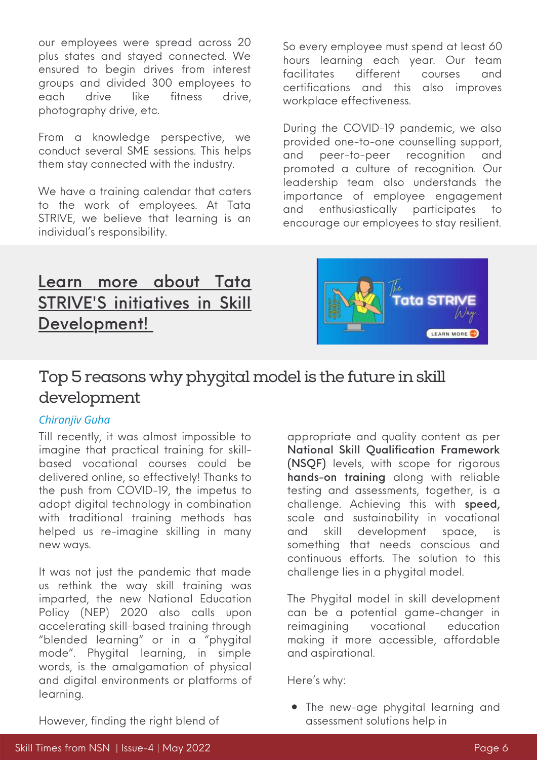our employees were spread across 20 plus states and stayed connected. We ensured to begin drives from interest groups and divided 300 employees to each drive like fitness drive, photography drive, etc.

From a knowledge perspective, we conduct several SME sessions. This helps them stay connected with the industry.

We have a training calendar that caters to the work of employees. At Tata STRIVE, we believe that learning is an individual's responsibility.

So every employee must spend at least 60 hours learning each year. Our team facilitates different courses and certifications and this also improves workplace effectiveness.

During the COVID-19 pandemic, we also provided one-to-one counselling support, and peer-to-peer recognition and promoted a culture of recognition. Our leadership team also understands the importance of employee engagement and enthusiastically participates to encourage our employees to stay resilient.

**Learn more about Tata STRIVE'S initiatives in Skill Development!**

## Top 5 reasons why phygital model is the future in skill development

*Chiranjiv Guha*

Till recently, it was almost impossible to imagine that practical training for skill-based vocational courses could be delivered online, so effectively! Thanks to the push from COVID-19, the impetus to adopt digital technology in combination with traditional training methods has helped us re-imagine skilling in many new ways.

It was not just the pandemic that made us rethink the way skill training was imparted, the new National Education Policy (NEP) 2020 also calls upon accelerating skill-based training through "blended learning" or in a "phygital mode". Phygital learning, in simple words, is the amalgamation of physical and digital environments or platforms of learning.

However, finding the right blend of appropriate and quality content as per **National Skill Qualification Framework (NSQF)** levels, with scope for rigorous **hands-on training** along with reliable testing and assessments, together, is a challenge. Achieving this with **speed,** scale and sustainability in vocational and skill development space, is something that needs conscious and continuous efforts. The solution to this challenge lies in a phygital model.

The Phygital model in skill development can be a potential game-changer in reimagining vocational education making it more accessible, affordable and aspirational.

Here's why:

- The new-age phygital learning and assessment solutions help in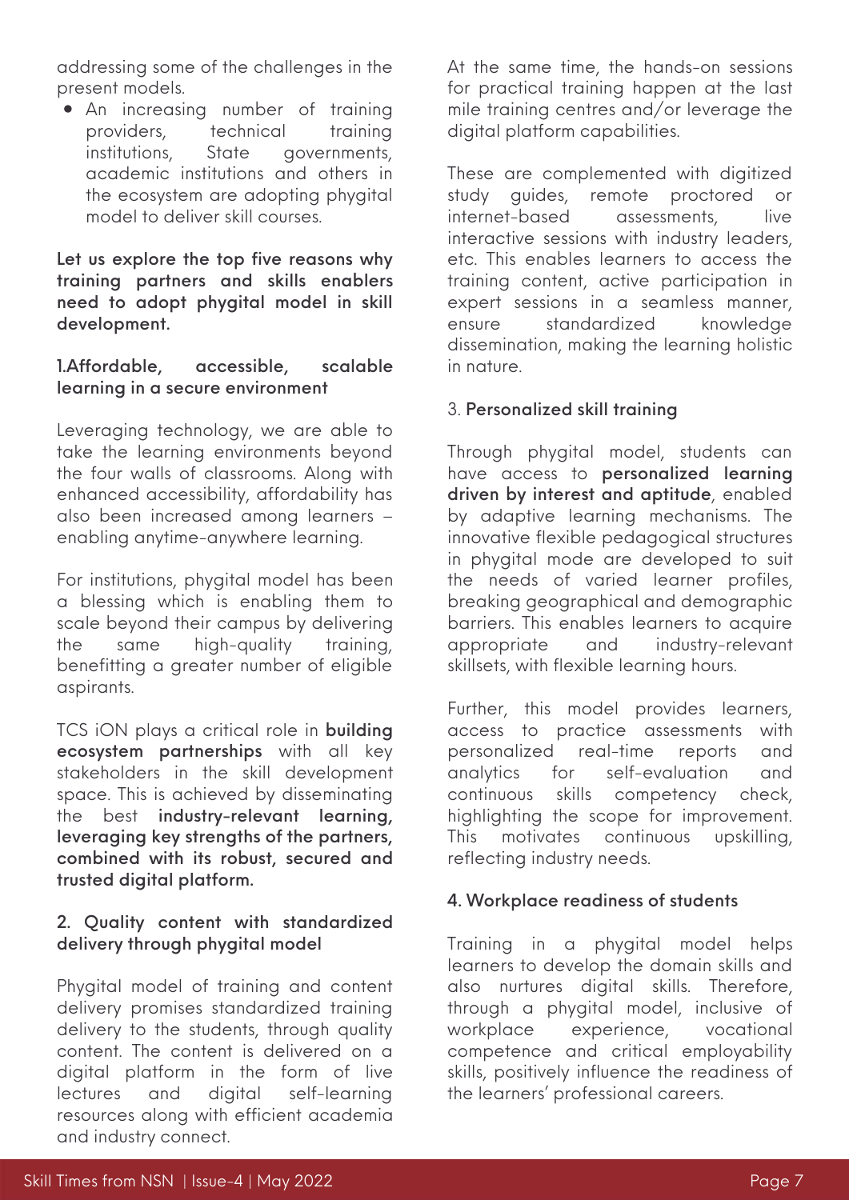addressing some of the challenges in the present models.

- An increasing number of training providers, technical training institutions, State governments, academic institutions and others in the ecosystem are adopting phygital model to deliver skill courses.

**Let us explore the top five reasons why training partners and skills enablers need to adopt phygital model in skill development.**

### 1.Affordable, accessible, scalable learning in a secure environment

Leveraging technology, we are able to take the learning environments beyond the four walls of classrooms. Along with enhanced accessibility, affordability has also been increased among learners – enabling anytime-anywhere learning.

For institutions, phygital model has been a blessing which is enabling them to scale beyond their campus by delivering the same high-quality training, benefitting a greater number of eligible aspirants.

TCS iON plays a critical role in **building ecosystem partnerships** with all key stakeholders in the skill development space. This is achieved by disseminating the best **industry-relevant learning, leveraging key strengths of the partners, combined with its robust, secured and trusted digital platform.**

### 2. Quality content with standardized delivery through phygital model

Phygital model of training and content delivery promises standardized training delivery to the students, through quality content. The content is delivered on a digital platform in the form of live lectures and digital self-learning resources along with efficient academia and industry connect.

At the same time, the hands-on sessions for practical training happen at the last mile training centres and/or leverage the digital platform capabilities.

These are complemented with digitized study guides, remote proctored or internet-based assessments, live interactive sessions with industry leaders, etc. This enables learners to access the training content, active participation in expert sessions in a seamless manner, ensure standardized knowledge dissemination, making the learning holistic in nature.

### 3. Personalized skill training

Through phygital model, students can have access to **personalized learning driven by interest and aptitude**, enabled by adaptive learning mechanisms. The innovative flexible pedagogical structures in phygital mode are developed to suit the needs of varied learner profiles, breaking geographical and demographic barriers. This enables learners to acquire appropriate and industry-relevant skillsets, with flexible learning hours.

Further, this model provides learners, access to practice assessments with personalized real-time reports and analytics for self-evaluation and continuous skills competency check, highlighting the scope for improvement. This motivates continuous upskilling, reflecting industry needs.

### 4. Workplace readiness of students

Training in a phygital model helps learners to develop the domain skills and also nurtures digital skills. Therefore, through a phygital model, inclusive of workplace experience, vocational competence and critical employability skills, positively influence the readiness of the learners' professional careers.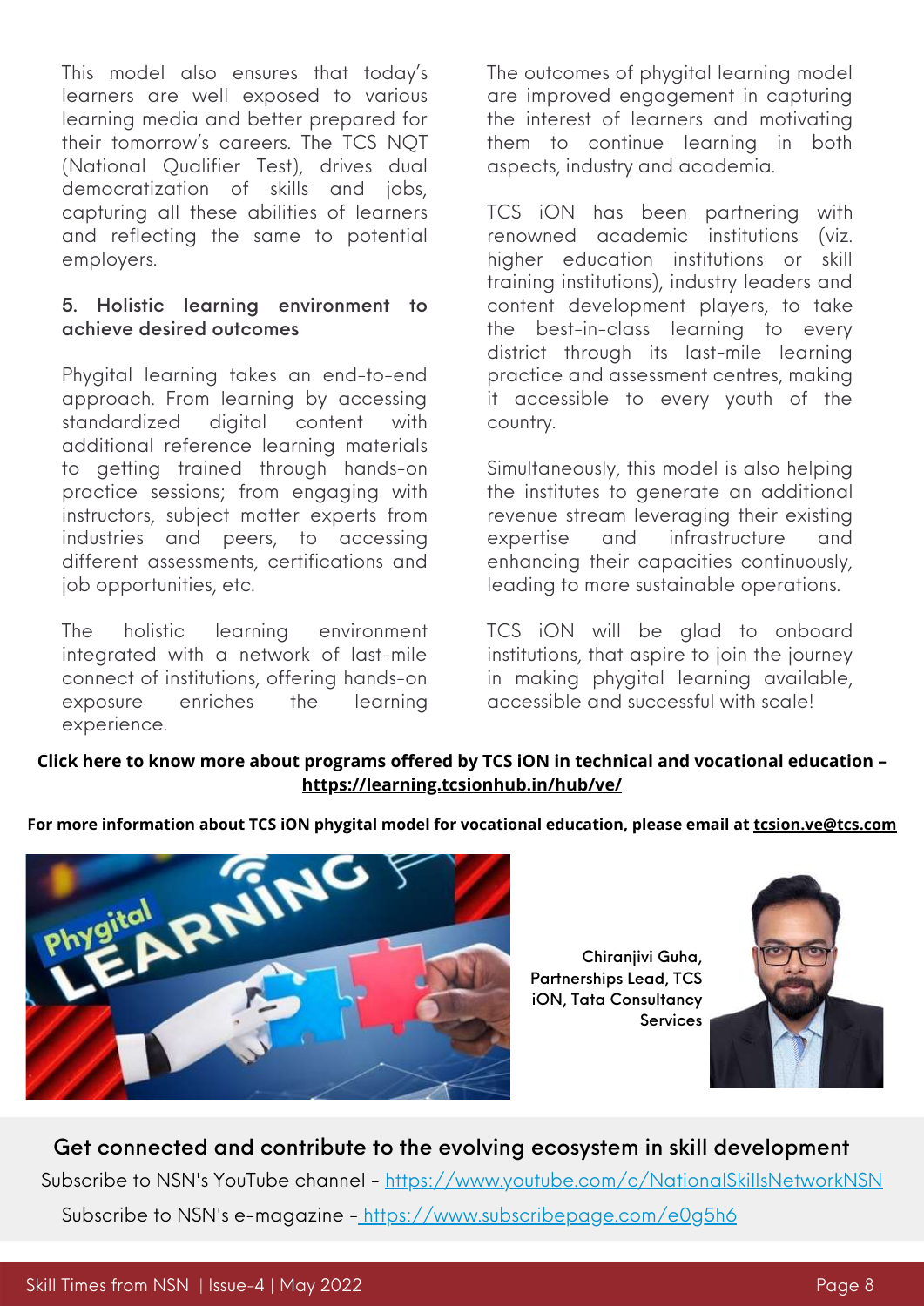This model also ensures that today's learners are well exposed to various learning media and better prepared for their tomorrow's careers. The TCS NQT (National Qualifier Test), drives dual democratization of skills and jobs, capturing all these abilities of learners and reflecting the same to potential employers.

### 5. Holistic learning environment to achieve desired outcomes

Phygital learning takes an end-to-end approach. From learning by accessing standardized digital content with additional reference learning materials to getting trained through hands-on practice sessions; from engaging with instructors, subject matter experts from industries and peers, to accessing different assessments, certifications and job opportunities, etc.

The holistic learning environment integrated with a network of last-mile connect of institutions, offering hands-on exposure enriches the learning experience.

The outcomes of phygital learning model are improved engagement in capturing the interest of learners and motivating them to continue learning in both aspects, industry and academia.

TCS iON has been partnering with renowned academic institutions (viz. higher education institutions or skill training institutions), industry leaders and content development players, to take the best-in-class learning to every district through its last-mile learning practice and assessment centres, making it accessible to every youth of the country.

Simultaneously, this model is also helping the institutes to generate an additional revenue stream leveraging their existing expertise and infrastructure and enhancing their capacities continuously, leading to more sustainable operations.

TCS iON will be glad to onboard institutions, that aspire to join the journey in making phygital learning available, accessible and successful with scale!

**Click here to know more about programs offered by TCS iON in technical and vocational education – https://learning.tcsionhub.in/hub/ve/**

**For more information about TCS iON phygital model for vocational education, please email at tcsion.ve@tcs.com**

Chiranjivi Guha, Partnerships Lead, TCS iON, Tata Consultancy Services

## Get connected and contribute to the evolving ecosystem in skill development

Subscribe to NSN's YouTube channel - https://www.youtube.com/c/NationalSkillsNetworkNSN

Subscribe to NSN's e-magazine - https://www.subscribepage.com/e0g5h6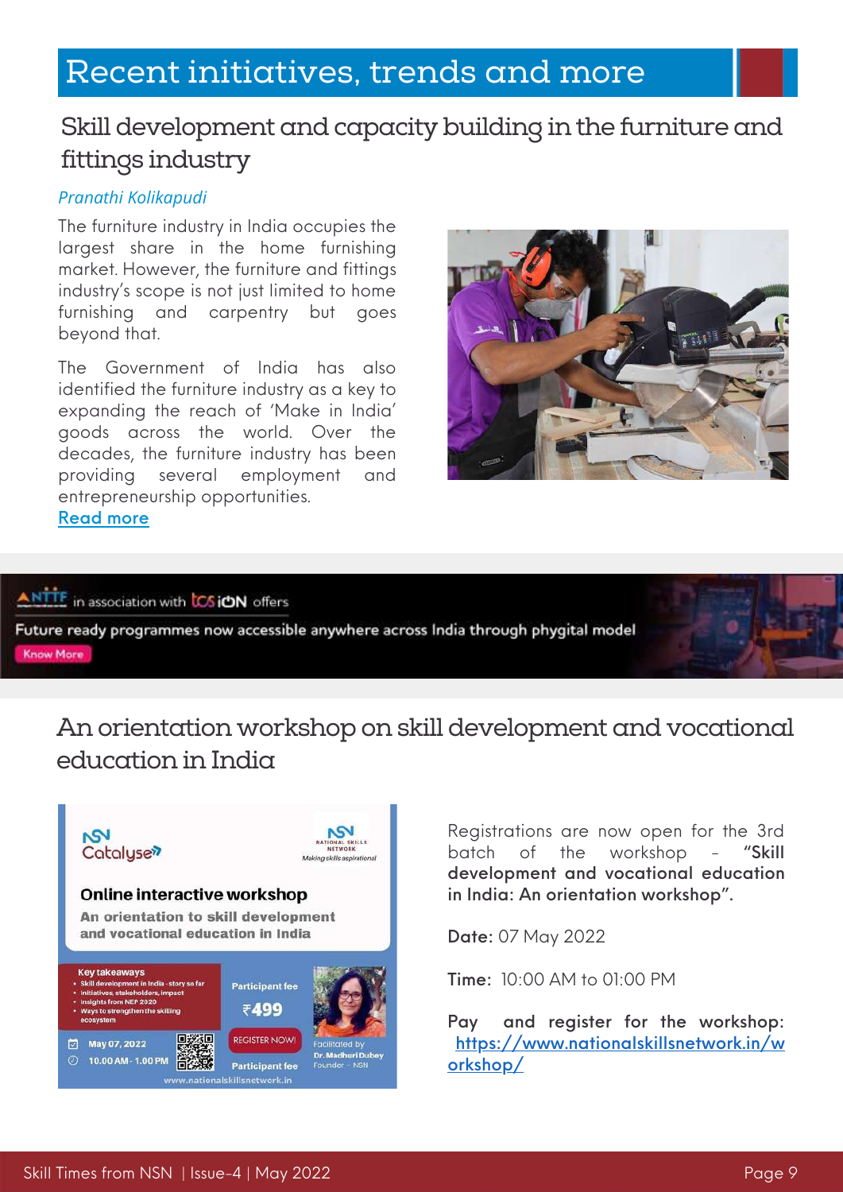# Recent initiatives, trends and more

## Skill development and capacity building in the furniture and fittings industry

*Pranathi Kolikapudi*

The furniture industry in India occupies the largest share in the home furnishing market. However, the furniture and fittings industry's scope is not just limited to home furnishing and carpentry but goes beyond that.

The Government of India has also identified the furniture industry as a key to expanding the reach of 'Make in India' goods across the world. Over the decades, the furniture industry has been providing several employment and entrepreneurship opportunities.

Read more

NIIT in association with TCS iON offers

Future ready programmes now accessible anywhere across India through phygital model

Know More

## An orientation workshop on skill development and vocational education in India

NSN Catalyse

NSN National Skills Network – Making skills aspirational

**Online interactive workshop**

**An orientation to skill development and vocational education in India**

Key takeaways
- Skill development in India - story so far
- Initiatives, stakeholders, impact
- Insights from NEP 2020
- Ways to strengthen the skilling ecosystem

Participant fee ₹499

May 07, 2022

10.00 AM - 1.00 PM

REGISTER NOW!

Facilitated by Dr. Madhuri Dubey, Founder - NSN

www.nationalskillsnetwork.in

Registrations are now open for the 3rd batch of the workshop - **"Skill development and vocational education in India: An orientation workshop".**

**Date:** 07 May 2022

**Time:** 10:00 AM to 01:00 PM

**Pay and register for the workshop:** https://www.nationalskillsnetwork.in/workshop/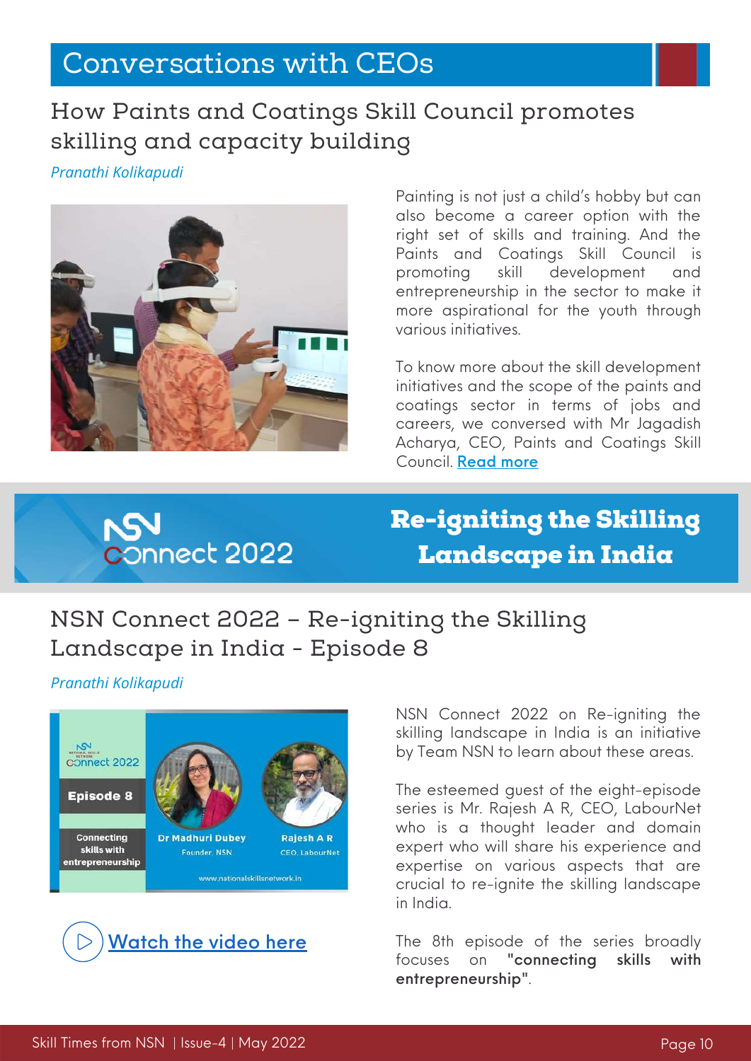# Conversations with CEOs

## How Paints and Coatings Skill Council promotes skilling and capacity building

*Pranathi Kolikapudi*

Painting is not just a child's hobby but can also become a career option with the right set of skills and training. And the Paints and Coatings Skill Council is promoting skill development and entrepreneurship in the sector to make it more aspirational for the youth through various initiatives.

To know more about the skill development initiatives and the scope of the paints and coatings sector in terms of jobs and careers, we conversed with Mr Jagadish Acharya, CEO, Paints and Coatings Skill Council. Read more

NSN Connect 2022

**Re-igniting the Skilling Landscape in India**

## NSN Connect 2022 – Re-igniting the Skilling Landscape in India - Episode 8

*Pranathi Kolikapudi*

NSN Connect 2022 on Re-igniting the skilling landscape in India is an initiative by Team NSN to learn about these areas.

The esteemed guest of the eight-episode series is Mr. Rajesh A R, CEO, LabourNet who is a thought leader and domain expert who will share his experience and expertise on various aspects that are crucial to re-ignite the skilling landscape in India.

The 8th episode of the series broadly focuses on **"connecting skills with entrepreneurship"**.

Watch the video here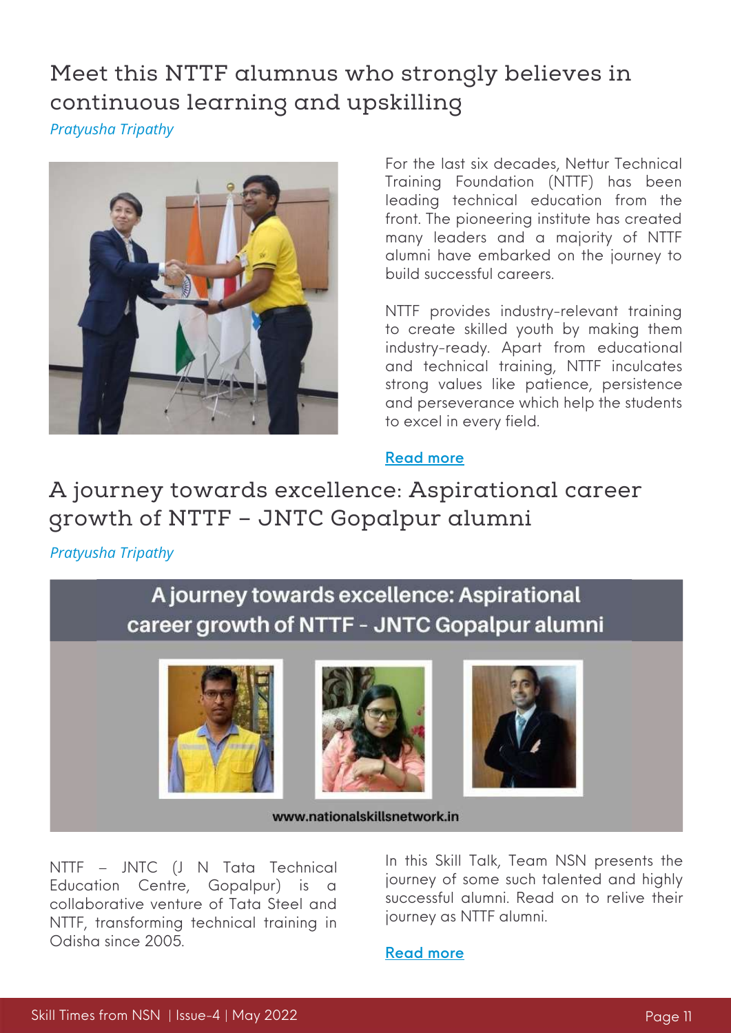## Meet this NTTF alumnus who strongly believes in continuous learning and upskilling

*Pratyusha Tripathy*

For the last six decades, Nettur Technical Training Foundation (NTTF) has been leading technical education from the front. The pioneering institute has created many leaders and a majority of NTTF alumni have embarked on the journey to build successful careers.

NTTF provides industry-relevant training to create skilled youth by making them industry-ready. Apart from educational and technical training, NTTF inculcates strong values like patience, persistence and perseverance which help the students to excel in every field.

Read more

## A journey towards excellence: Aspirational career growth of NTTF – JNTC Gopalpur alumni

*Pratyusha Tripathy*

NTTF – JNTC (J N Tata Technical Education Centre, Gopalpur) is a collaborative venture of Tata Steel and NTTF, transforming technical training in Odisha since 2005.

In this Skill Talk, Team NSN presents the journey of some such talented and highly successful alumni. Read on to relive their journey as NTTF alumni.

Read more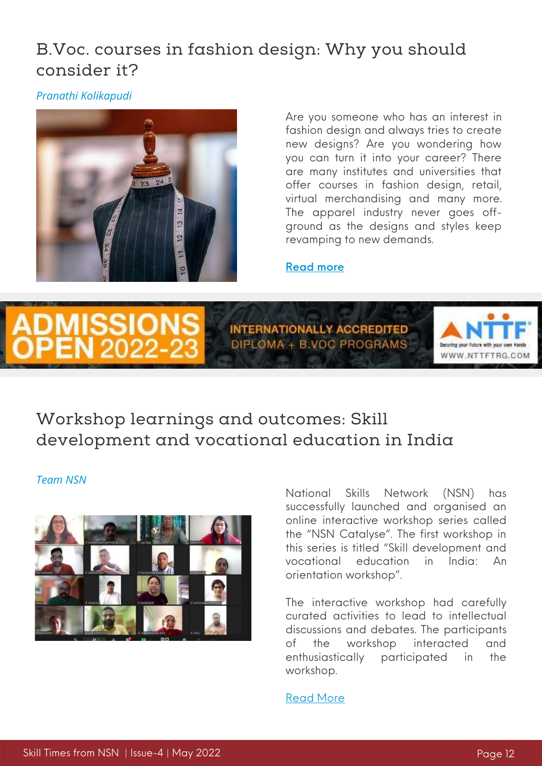## B.Voc. courses in fashion design: Why you should consider it?

*Pranathi Kolikapudi*

Are you someone who has an interest in fashion design and always tries to create new designs? Are you wondering how you can turn it into your career? There are many institutes and universities that offer courses in fashion design, retail, virtual merchandising and many more. The apparel industry never goes off-ground as the designs and styles keep revamping to new demands.

Read more

ADMISSIONS OPEN 2022-23

INTERNATIONALLY ACCREDITED DIPLOMA + B.VOC PROGRAMS

NTTF — Securing your Future with your own Hands — WWW.NTTFTRG.COM

## Workshop learnings and outcomes: Skill development and vocational education in India

*Team NSN*

National Skills Network (NSN) has successfully launched and organised an online interactive workshop series called the "NSN Catalyse". The first workshop in this series is titled "Skill development and vocational education in India: An orientation workshop".

The interactive workshop had carefully curated activities to lead to intellectual discussions and debates. The participants of the workshop interacted and enthusiastically participated in the workshop.

Read More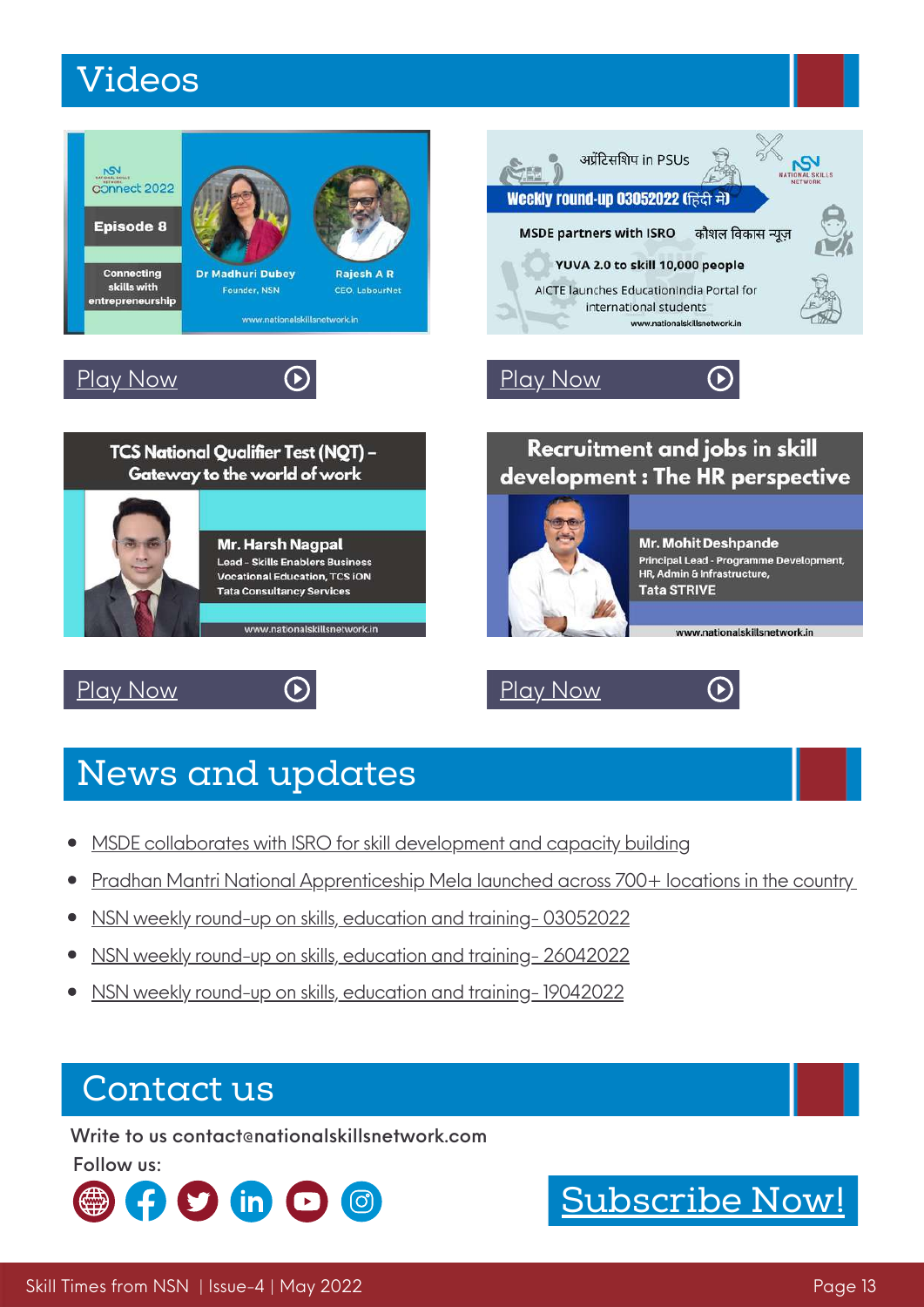# Videos

Play Now

Play Now

Play Now

Play Now

# News and updates

- MSDE collaborates with ISRO for skill development and capacity building
- Pradhan Mantri National Apprenticeship Mela launched across 700+ locations in the country
- NSN weekly round-up on skills, education and training- 03052022
- NSN weekly round-up on skills, education and training- 26042022
- NSN weekly round-up on skills, education and training- 19042022

# Contact us

Write to us contact@nationalskillsnetwork.com

Follow us:

Subscribe Now!